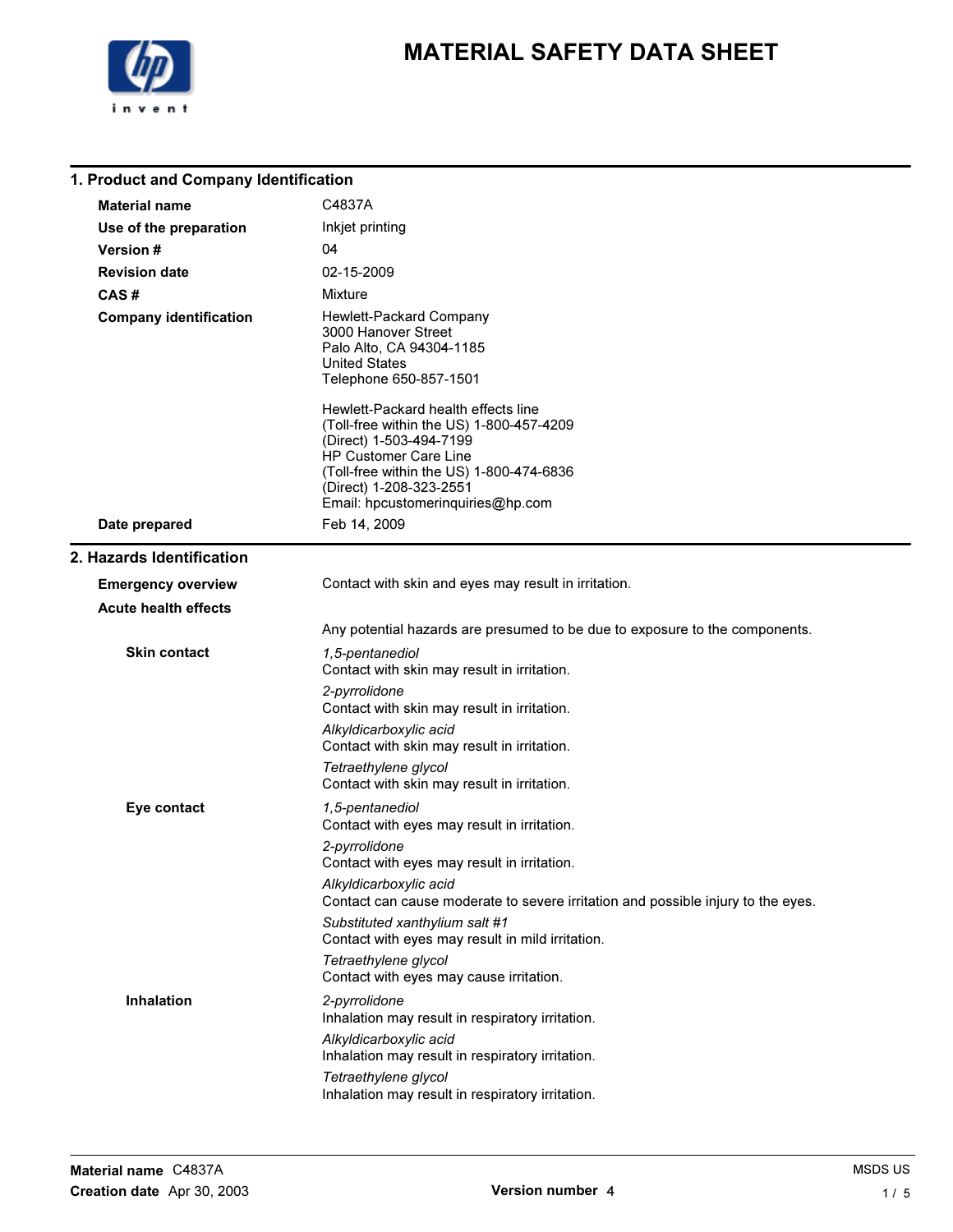# MATERIAL SAFETY DATA SHEET

## 1. Product and Company Identification

**Material name** C4837A

**Use of the preparation** Inkjet printing

**Version #** 04

**Revision date** 02-15-2009

**CAS #** Mixture

**Company identification**
Hewlett-Packard Company
3000 Hanover Street
Palo Alto, CA 94304-1185
United States
Telephone 650-857-1501

Hewlett-Packard health effects line
(Toll-free within the US) 1-800-457-4209
(Direct) 1-503-494-7199
HP Customer Care Line
(Toll-free within the US) 1-800-474-6836
(Direct) 1-208-323-2551
Email: hpcustomerinquiries@hp.com

**Date prepared** Feb 14, 2009

## 2. Hazards Identification

**Emergency overview** Contact with skin and eyes may result in irritation.

**Acute health effects**

Any potential hazards are presumed to be due to exposure to the components.

**Skin contact**

*1,5-pentanediol*
Contact with skin may result in irritation.

*2-pyrrolidone*
Contact with skin may result in irritation.

*Alkyldicarboxylic acid*
Contact with skin may result in irritation.

*Tetraethylene glycol*
Contact with skin may result in irritation.

**Eye contact**

*1,5-pentanediol*
Contact with eyes may result in irritation.

*2-pyrrolidone*
Contact with eyes may result in irritation.

*Alkyldicarboxylic acid*
Contact can cause moderate to severe irritation and possible injury to the eyes.

*Substituted xanthylium salt #1*
Contact with eyes may result in mild irritation.

*Tetraethylene glycol*
Contact with eyes may cause irritation.

**Inhalation**

*2-pyrrolidone*
Inhalation may result in respiratory irritation.

*Alkyldicarboxylic acid*
Inhalation may result in respiratory irritation.

*Tetraethylene glycol*
Inhalation may result in respiratory irritation.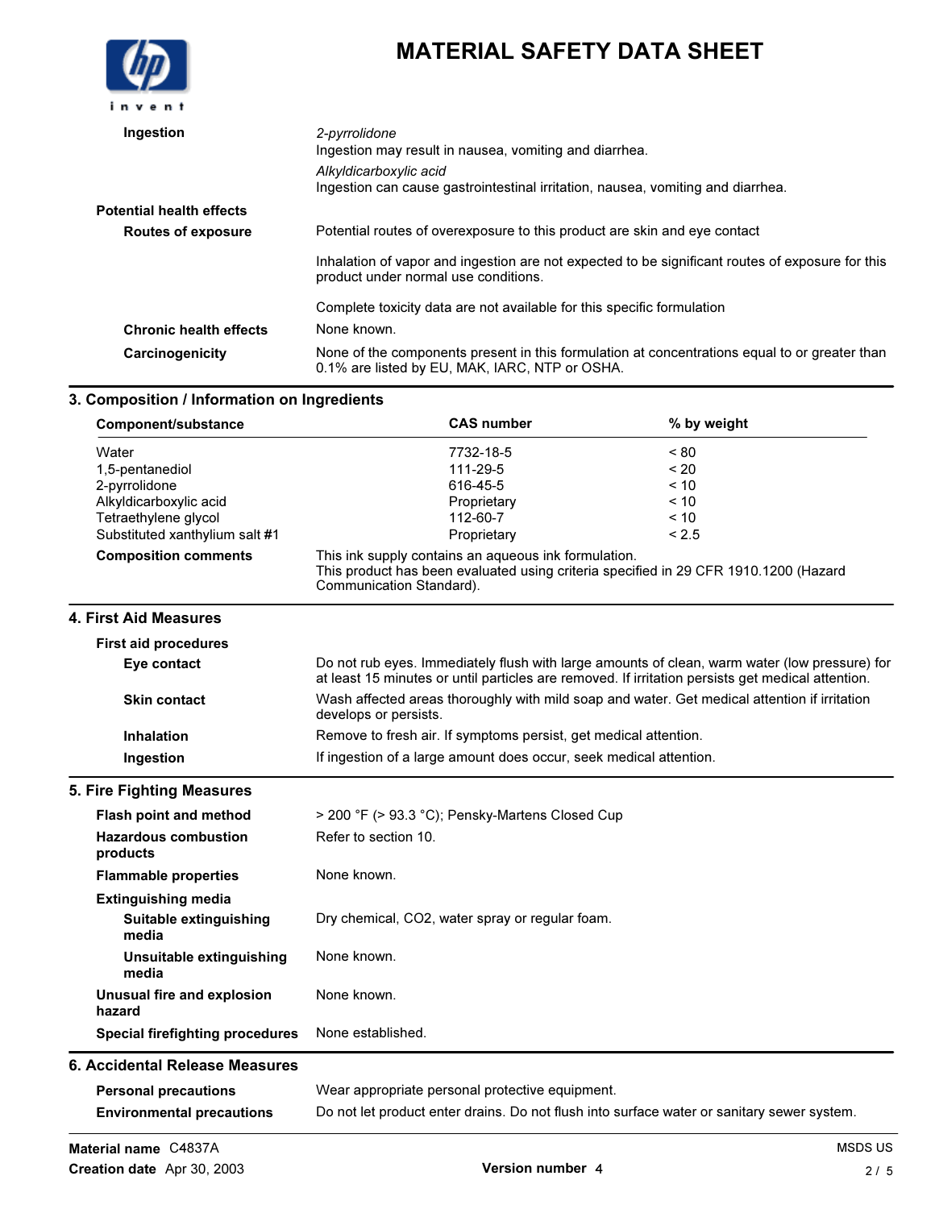**Ingestion**

*2-pyrrolidone*
Ingestion may result in nausea, vomiting and diarrhea.

*Alkyldicarboxylic acid*
Ingestion can cause gastrointestinal irritation, nausea, vomiting and diarrhea.

**Potential health effects**

**Routes of exposure**

Potential routes of overexposure to this product are skin and eye contact

Inhalation of vapor and ingestion are not expected to be significant routes of exposure for this product under normal use conditions.

Complete toxicity data are not available for this specific formulation

**Chronic health effects** None known.

**Carcinogenicity** None of the components present in this formulation at concentrations equal to or greater than 0.1% are listed by EU, MAK, IARC, NTP or OSHA.

## 3. Composition / Information on Ingredients

| Component/substance | CAS number | % by weight |
|---|---|---|
| Water | 7732-18-5 | < 80 |
| 1,5-pentanediol | 111-29-5 | < 20 |
| 2-pyrrolidone | 616-45-5 | < 10 |
| Alkyldicarboxylic acid | Proprietary | < 10 |
| Tetraethylene glycol | 112-60-7 | < 10 |
| Substituted xanthylium salt #1 | Proprietary | < 2.5 |

**Composition comments** This ink supply contains an aqueous ink formulation.
This product has been evaluated using criteria specified in 29 CFR 1910.1200 (Hazard Communication Standard).

## 4. First Aid Measures

**First aid procedures**

**Eye contact** Do not rub eyes. Immediately flush with large amounts of clean, warm water (low pressure) for at least 15 minutes or until particles are removed. If irritation persists get medical attention.

**Skin contact** Wash affected areas thoroughly with mild soap and water. Get medical attention if irritation develops or persists.

**Inhalation** Remove to fresh air. If symptoms persist, get medical attention.

**Ingestion** If ingestion of a large amount does occur, seek medical attention.

## 5. Fire Fighting Measures

**Flash point and method** > 200 °F (> 93.3 °C); Pensky-Martens Closed Cup

**Hazardous combustion products** Refer to section 10.

**Flammable properties** None known.

**Extinguishing media**

**Suitable extinguishing media** Dry chemical, $CO_2$, water spray or regular foam.

**Unsuitable extinguishing media** None known.

**Unusual fire and explosion hazard** None known.

**Special firefighting procedures** None established.

## 6. Accidental Release Measures

**Personal precautions** Wear appropriate personal protective equipment.

**Environmental precautions** Do not let product enter drains. Do not flush into surface water or sanitary sewer system.

**Material name** C4837A
**Creation date** Apr 30, 2003
**Version number** 4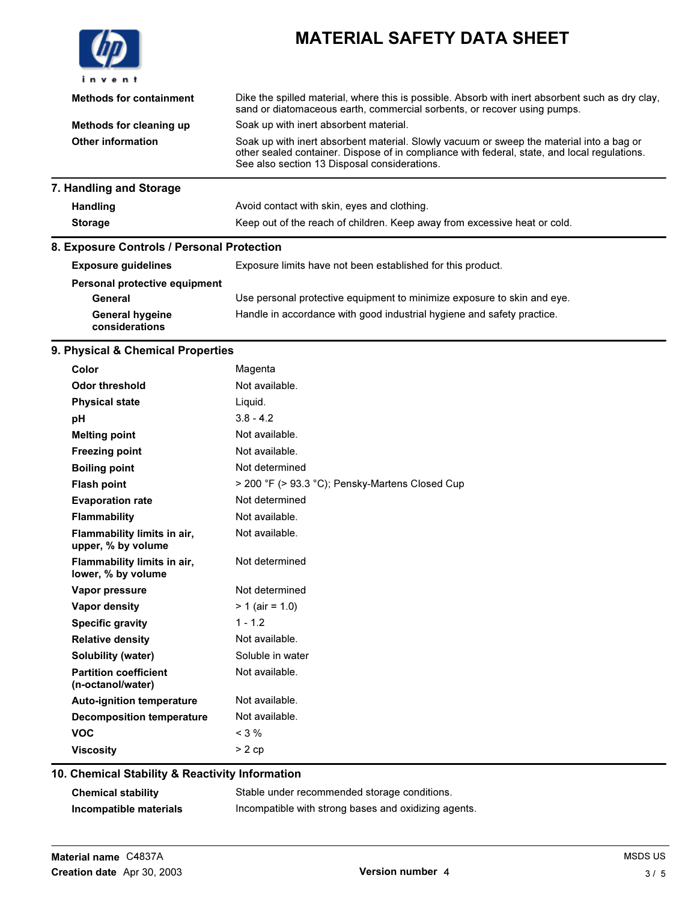| | |
|---|---|
| **Methods for containment** | Dike the spilled material, where this is possible. Absorb with inert absorbent such as dry clay, sand or diatomaceous earth, commercial sorbents, or recover using pumps. |
| **Methods for cleaning up** | Soak up with inert absorbent material. |
| **Other information** | Soak up with inert absorbent material. Slowly vacuum or sweep the material into a bag or other sealed container. Dispose of in compliance with federal, state, and local regulations. See also section 13 Disposal considerations. |

## 7. Handling and Storage

| | |
|---|---|
| **Handling** | Avoid contact with skin, eyes and clothing. |
| **Storage** | Keep out of the reach of children. Keep away from excessive heat or cold. |

## 8. Exposure Controls / Personal Protection

| | |
|---|---|
| **Exposure guidelines** | Exposure limits have not been established for this product. |
| **Personal protective equipment** | |
| **General** | Use personal protective equipment to minimize exposure to skin and eye. |
| **General hygeine considerations** | Handle in accordance with good industrial hygiene and safety practice. |

## 9. Physical & Chemical Properties

| | |
|---|---|
| **Color** | Magenta |
| **Odor threshold** | Not available. |
| **Physical state** | Liquid. |
| **pH** | 3.8 - 4.2 |
| **Melting point** | Not available. |
| **Freezing point** | Not available. |
| **Boiling point** | Not determined |
| **Flash point** | > 200 °F (> 93.3 °C); Pensky-Martens Closed Cup |
| **Evaporation rate** | Not determined |
| **Flammability** | Not available. |
| **Flammability limits in air, upper, % by volume** | Not available. |
| **Flammability limits in air, lower, % by volume** | Not determined |
| **Vapor pressure** | Not determined |
| **Vapor density** | > 1 (air = 1.0) |
| **Specific gravity** | 1 - 1.2 |
| **Relative density** | Not available. |
| **Solubility (water)** | Soluble in water |
| **Partition coefficient (n-octanol/water)** | Not available. |
| **Auto-ignition temperature** | Not available. |
| **Decomposition temperature** | Not available. |
| **VOC** | < 3 % |
| **Viscosity** | > 2 cp |

## 10. Chemical Stability & Reactivity Information

| | |
|---|---|
| **Chemical stability** | Stable under recommended storage conditions. |
| **Incompatible materials** | Incompatible with strong bases and oxidizing agents. |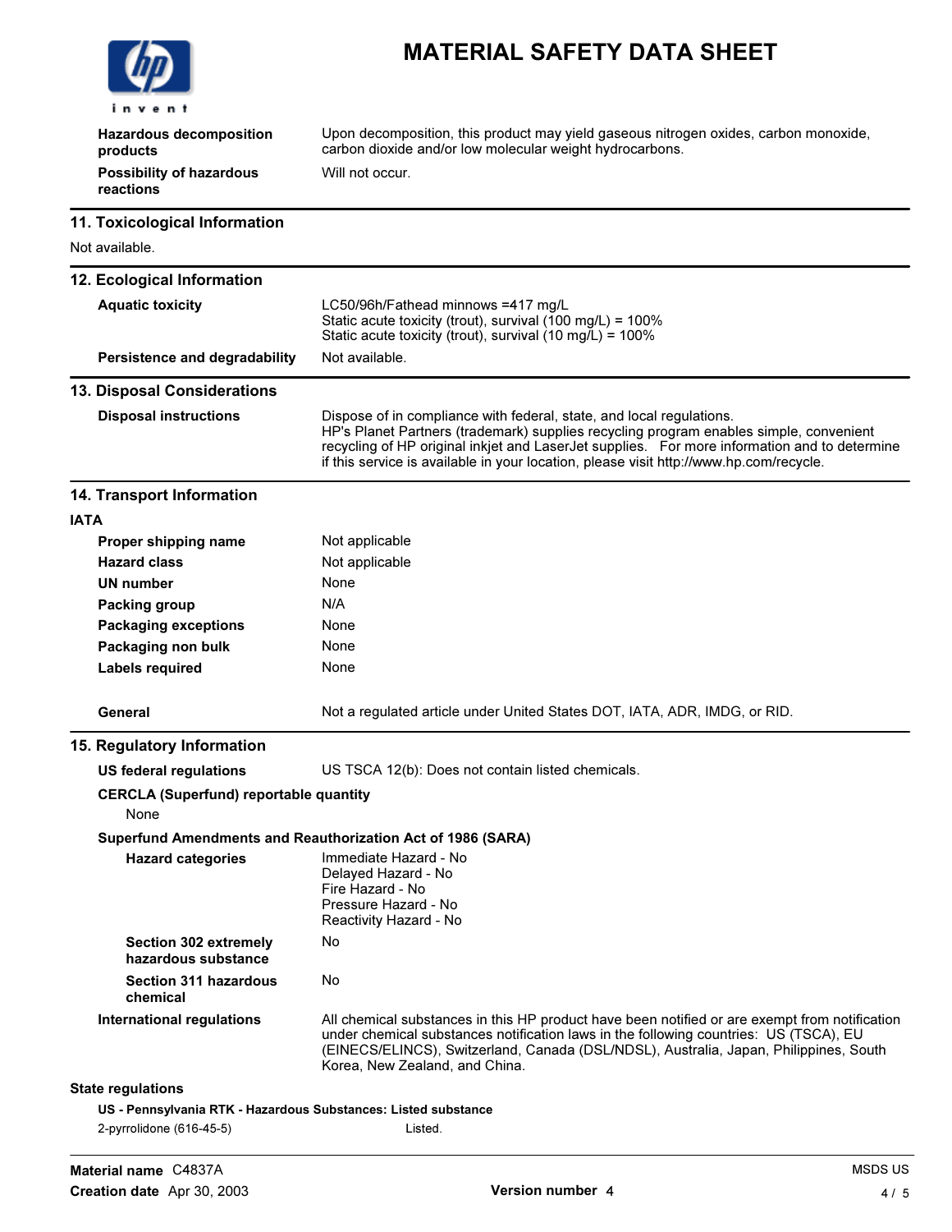| | |
|---|---|
| **Hazardous decomposition products** | Upon decomposition, this product may yield gaseous nitrogen oxides, carbon monoxide, carbon dioxide and/or low molecular weight hydrocarbons. |
| **Possibility of hazardous reactions** | Will not occur. |

## 11. Toxicological Information

Not available.

## 12. Ecological Information

| | |
|---|---|
| **Aquatic toxicity** | LC50/96h/Fathead minnows =417 mg/L<br>Static acute toxicity (trout), survival (100 mg/L) = 100%<br>Static acute toxicity (trout), survival (10 mg/L) = 100% |
| **Persistence and degradability** | Not available. |

## 13. Disposal Considerations

| | |
|---|---|
| **Disposal instructions** | Dispose of in compliance with federal, state, and local regulations.<br>HP's Planet Partners (trademark) supplies recycling program enables simple, convenient recycling of HP original inkjet and LaserJet supplies. For more information and to determine if this service is available in your location, please visit http://www.hp.com/recycle. |

## 14. Transport Information

**IATA**

| | |
|---|---|
| **Proper shipping name** | Not applicable |
| **Hazard class** | Not applicable |
| **UN number** | None |
| **Packing group** | N/A |
| **Packaging exceptions** | None |
| **Packaging non bulk** | None |
| **Labels required** | None |
| **General** | Not a regulated article under United States DOT, IATA, ADR, IMDG, or RID. |

## 15. Regulatory Information

| | |
|---|---|
| **US federal regulations** | US TSCA 12(b): Does not contain listed chemicals. |

**CERCLA (Superfund) reportable quantity**

None

**Superfund Amendments and Reauthorization Act of 1986 (SARA)**

| | |
|---|---|
| **Hazard categories** | Immediate Hazard - No<br>Delayed Hazard - No<br>Fire Hazard - No<br>Pressure Hazard - No<br>Reactivity Hazard - No |
| **Section 302 extremely hazardous substance** | No |
| **Section 311 hazardous chemical** | No |
| **International regulations** | All chemical substances in this HP product have been notified or are exempt from notification under chemical substances notification laws in the following countries: US (TSCA), EU (EINECS/ELINCS), Switzerland, Canada (DSL/NDSL), Australia, Japan, Philippines, South Korea, New Zealand, and China. |

**State regulations**

**US - Pennsylvania RTK - Hazardous Substances: Listed substance**

| | |
|---|---|
| 2-pyrrolidone (616-45-5) | Listed. |

**Material name** C4837A
**Creation date** Apr 30, 2003 **Version number** 4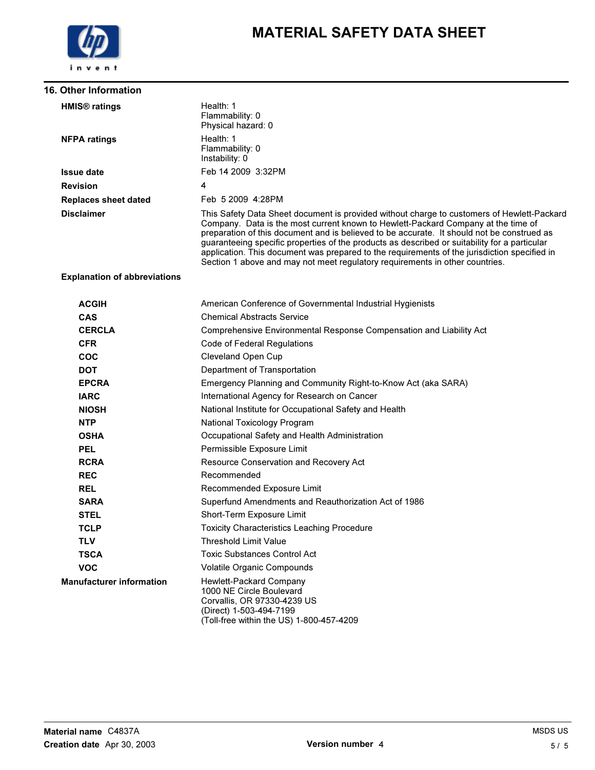# MATERIAL SAFETY DATA SHEET

## 16. Other Information

| | |
|---|---|
| **HMIS® ratings** | Health: 1<br>Flammability: 0<br>Physical hazard: 0 |
| **NFPA ratings** | Health: 1<br>Flammability: 0<br>Instability: 0 |
| **Issue date** | Feb 14 2009 3:32PM |
| **Revision** | 4 |
| **Replaces sheet dated** | Feb 5 2009 4:28PM |
| **Disclaimer** | This Safety Data Sheet document is provided without charge to customers of Hewlett-Packard Company. Data is the most current known to Hewlett-Packard Company at the time of preparation of this document and is believed to be accurate. It should not be construed as guaranteeing specific properties of the products as described or suitability for a particular application. This document was prepared to the requirements of the jurisdiction specified in Section 1 above and may not meet regulatory requirements in other countries. |

**Explanation of abbreviations**

| | |
|---|---|
| **ACGIH** | American Conference of Governmental Industrial Hygienists |
| **CAS** | Chemical Abstracts Service |
| **CERCLA** | Comprehensive Environmental Response Compensation and Liability Act |
| **CFR** | Code of Federal Regulations |
| **COC** | Cleveland Open Cup |
| **DOT** | Department of Transportation |
| **EPCRA** | Emergency Planning and Community Right-to-Know Act (aka SARA) |
| **IARC** | International Agency for Research on Cancer |
| **NIOSH** | National Institute for Occupational Safety and Health |
| **NTP** | National Toxicology Program |
| **OSHA** | Occupational Safety and Health Administration |
| **PEL** | Permissible Exposure Limit |
| **RCRA** | Resource Conservation and Recovery Act |
| **REC** | Recommended |
| **REL** | Recommended Exposure Limit |
| **SARA** | Superfund Amendments and Reauthorization Act of 1986 |
| **STEL** | Short-Term Exposure Limit |
| **TCLP** | Toxicity Characteristics Leaching Procedure |
| **TLV** | Threshold Limit Value |
| **TSCA** | Toxic Substances Control Act |
| **VOC** | Volatile Organic Compounds |

**Manufacturer information**

Hewlett-Packard Company
1000 NE Circle Boulevard
Corvallis, OR 97330-4239 US
(Direct) 1-503-494-7199
(Toll-free within the US) 1-800-457-4209

**Material name** C4837A
**Creation date** Apr 30, 2003

**Version number** 4

MSDS US